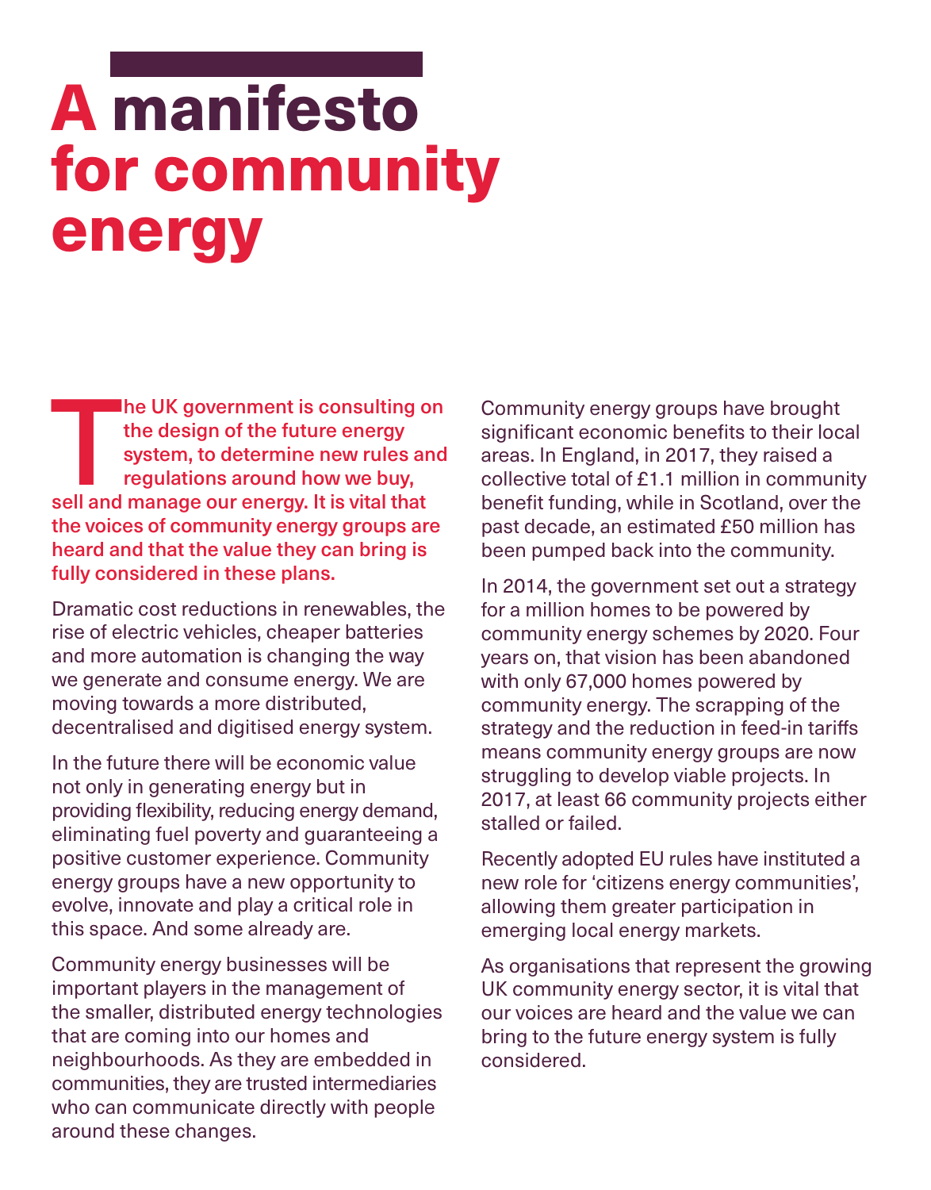# A manifesto for community energy

**The UK government is consulting on the design of the future energy system, to determine new rules and regulations around how we buy, sell and manage our energy. It is vital that the voices of community energy groups are heard and that the value they can bring is fully considered in these plans.**

Dramatic cost reductions in renewables, the rise of electric vehicles, cheaper batteries and more automation is changing the way we generate and consume energy. We are moving towards a more distributed, decentralised and digitised energy system.

In the future there will be economic value not only in generating energy but in providing flexibility, reducing energy demand, eliminating fuel poverty and guaranteeing a positive customer experience. Community energy groups have a new opportunity to evolve, innovate and play a critical role in this space. And some already are.

Community energy businesses will be important players in the management of the smaller, distributed energy technologies that are coming into our homes and neighbourhoods. As they are embedded in communities, they are trusted intermediaries who can communicate directly with people around these changes.

Community energy groups have brought significant economic benefits to their local areas. In England, in 2017, they raised a collective total of £1.1 million in community benefit funding, while in Scotland, over the past decade, an estimated £50 million has been pumped back into the community.

In 2014, the government set out a strategy for a million homes to be powered by community energy schemes by 2020. Four years on, that vision has been abandoned with only 67,000 homes powered by community energy. The scrapping of the strategy and the reduction in feed-in tariffs means community energy groups are now struggling to develop viable projects. In 2017, at least 66 community projects either stalled or failed.

Recently adopted EU rules have instituted a new role for 'citizens energy communities', allowing them greater participation in emerging local energy markets.

As organisations that represent the growing UK community energy sector, it is vital that our voices are heard and the value we can bring to the future energy system is fully considered.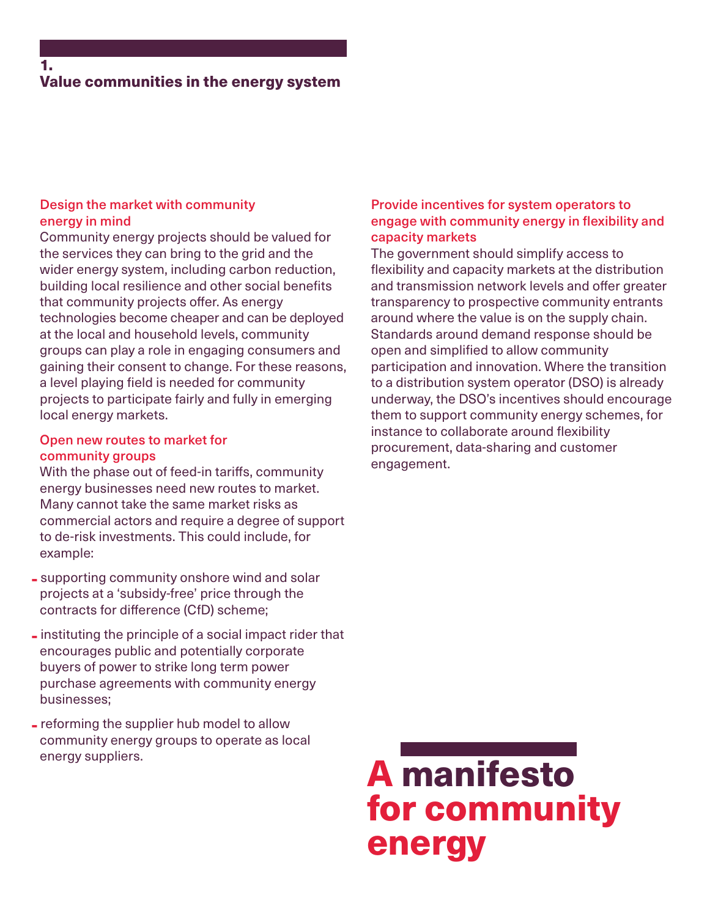## 1. Value communities in the energy system

### Design the market with community energy in mind

Community energy projects should be valued for the services they can bring to the grid and the wider energy system, including carbon reduction, building local resilience and other social benefits that community projects offer. As energy technologies become cheaper and can be deployed at the local and household levels, community groups can play a role in engaging consumers and gaining their consent to change. For these reasons, a level playing field is needed for community projects to participate fairly and fully in emerging local energy markets.

### Open new routes to market for community groups

With the phase out of feed-in tariffs, community energy businesses need new routes to market. Many cannot take the same market risks as commercial actors and require a degree of support to de-risk investments. This could include, for example:

- supporting community onshore wind and solar projects at a 'subsidy-free' price through the contracts for difference (CfD) scheme;
- instituting the principle of a social impact rider that encourages public and potentially corporate buyers of power to strike long term power purchase agreements with community energy businesses;
- reforming the supplier hub model to allow community energy groups to operate as local energy suppliers.

### Provide incentives for system operators to engage with community energy in flexibility and capacity markets

The government should simplify access to flexibility and capacity markets at the distribution and transmission network levels and offer greater transparency to prospective community entrants around where the value is on the supply chain. Standards around demand response should be open and simplified to allow community participation and innovation. Where the transition to a distribution system operator (DSO) is already underway, the DSO's incentives should encourage them to support community energy schemes, for instance to collaborate around flexibility procurement, data-sharing and customer engagement.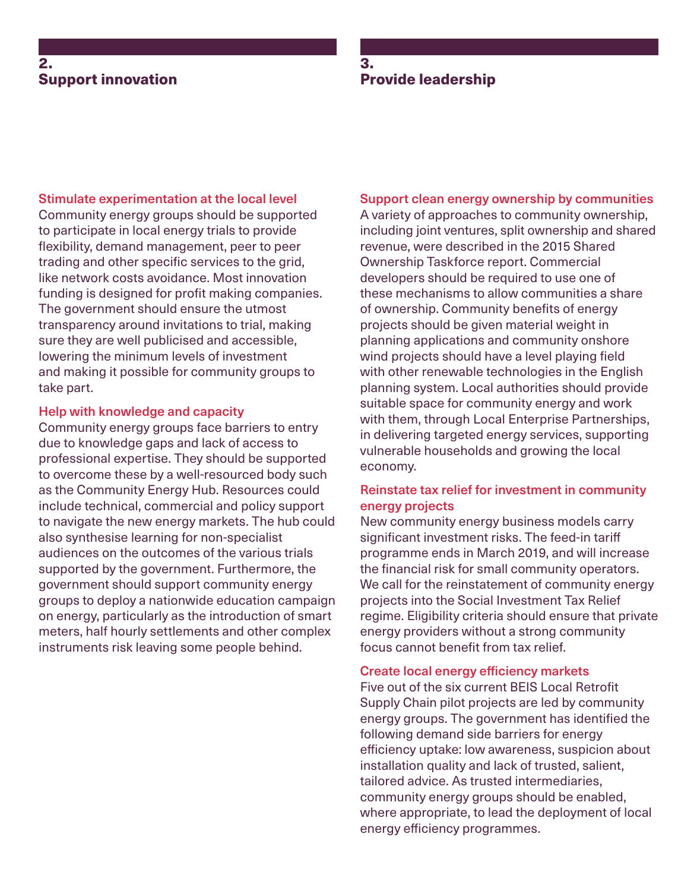## 2. Support innovation

### Stimulate experimentation at the local level

Community energy groups should be supported to participate in local energy trials to provide flexibility, demand management, peer to peer trading and other specific services to the grid, like network costs avoidance. Most innovation funding is designed for profit making companies. The government should ensure the utmost transparency around invitations to trial, making sure they are well publicised and accessible, lowering the minimum levels of investment and making it possible for community groups to take part.

### Help with knowledge and capacity

Community energy groups face barriers to entry due to knowledge gaps and lack of access to professional expertise. They should be supported to overcome these by a well-resourced body such as the Community Energy Hub. Resources could include technical, commercial and policy support to navigate the new energy markets. The hub could also synthesise learning for non-specialist audiences on the outcomes of the various trials supported by the government. Furthermore, the government should support community energy groups to deploy a nationwide education campaign on energy, particularly as the introduction of smart meters, half hourly settlements and other complex instruments risk leaving some people behind.

## 3. Provide leadership

### Support clean energy ownership by communities

A variety of approaches to community ownership, including joint ventures, split ownership and shared revenue, were described in the 2015 Shared Ownership Taskforce report. Commercial developers should be required to use one of these mechanisms to allow communities a share of ownership. Community benefits of energy projects should be given material weight in planning applications and community onshore wind projects should have a level playing field with other renewable technologies in the English planning system. Local authorities should provide suitable space for community energy and work with them, through Local Enterprise Partnerships, in delivering targeted energy services, supporting vulnerable households and growing the local economy.

### Reinstate tax relief for investment in community energy projects

New community energy business models carry significant investment risks. The feed-in tariff programme ends in March 2019, and will increase the financial risk for small community operators. We call for the reinstatement of community energy projects into the Social Investment Tax Relief regime. Eligibility criteria should ensure that private energy providers without a strong community focus cannot benefit from tax relief.

### Create local energy efficiency markets

Five out of the six current BEIS Local Retrofit Supply Chain pilot projects are led by community energy groups. The government has identified the following demand side barriers for energy efficiency uptake: low awareness, suspicion about installation quality and lack of trusted, salient, tailored advice. As trusted intermediaries, community energy groups should be enabled, where appropriate, to lead the deployment of local energy efficiency programmes.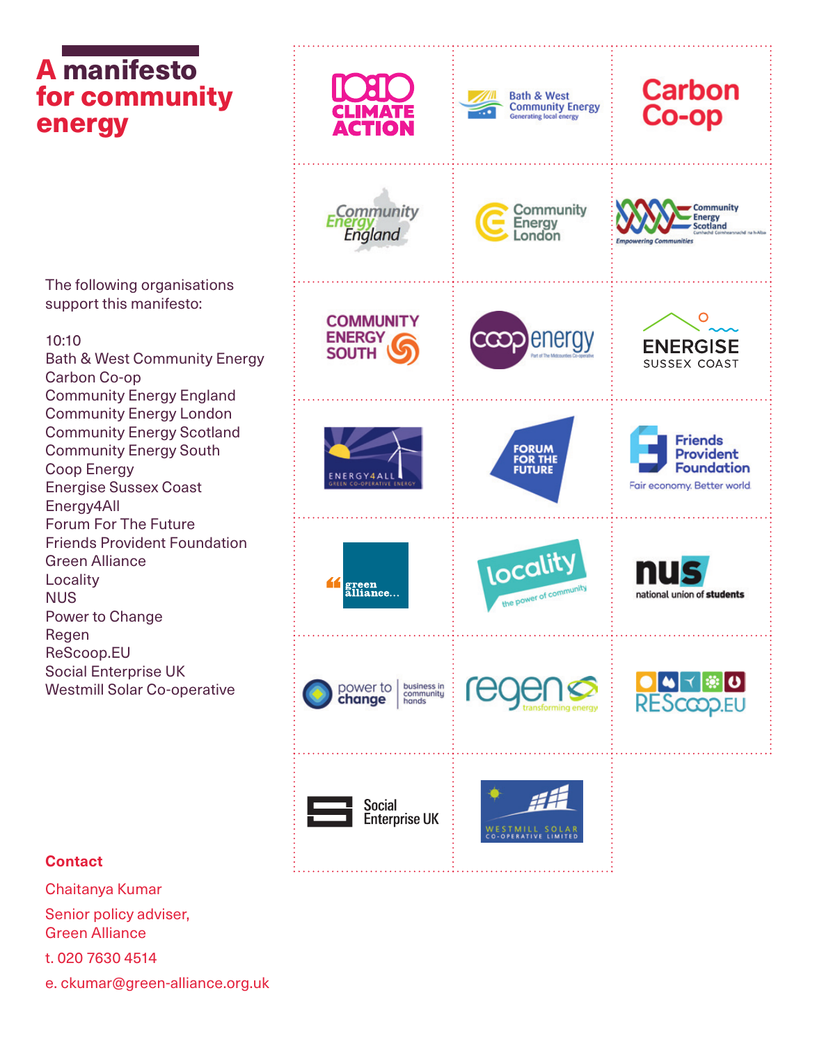# A manifesto for community energy

The following organisations support this manifesto:

10:10
Bath & West Community Energy
Carbon Co-op
Community Energy England
Community Energy London
Community Energy Scotland
Community Energy South
Coop Energy
Energise Sussex Coast
Energy4All
Forum For The Future
Friends Provident Foundation
Green Alliance
Locality
NUS
Power to Change
Regen
ReScoop.EU
Social Enterprise UK
Westmill Solar Co-operative

**Contact**

Chaitanya Kumar

Senior policy adviser,
Green Alliance

t. 020 7630 4514

e. ckumar@green-alliance.org.uk